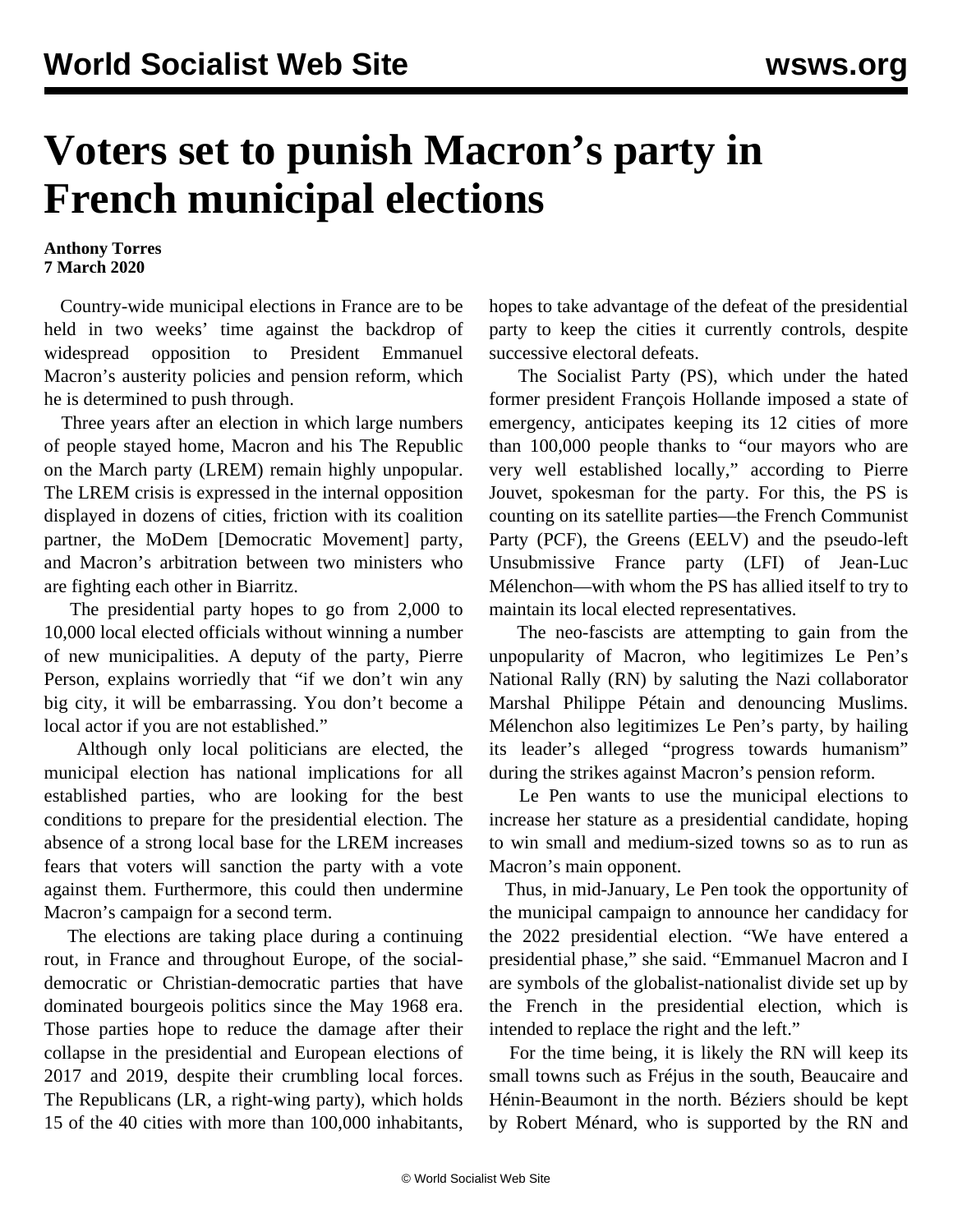# Voters set to punish Macron's party in French municipal elections

**Anthony Torres**
**7 March 2020**

Country-wide municipal elections in France are to be held in two weeks' time against the backdrop of widespread opposition to President Emmanuel Macron's austerity policies and pension reform, which he is determined to push through.

Three years after an election in which large numbers of people stayed home, Macron and his The Republic on the March party (LREM) remain highly unpopular. The LREM crisis is expressed in the internal opposition displayed in dozens of cities, friction with its coalition partner, the MoDem [Democratic Movement] party, and Macron's arbitration between two ministers who are fighting each other in Biarritz.

The presidential party hopes to go from 2,000 to 10,000 local elected officials without winning a number of new municipalities. A deputy of the party, Pierre Person, explains worriedly that "if we don't win any big city, it will be embarrassing. You don't become a local actor if you are not established."

Although only local politicians are elected, the municipal election has national implications for all established parties, who are looking for the best conditions to prepare for the presidential election. The absence of a strong local base for the LREM increases fears that voters will sanction the party with a vote against them. Furthermore, this could then undermine Macron's campaign for a second term.

The elections are taking place during a continuing rout, in France and throughout Europe, of the social-democratic or Christian-democratic parties that have dominated bourgeois politics since the May 1968 era. Those parties hope to reduce the damage after their collapse in the presidential and European elections of 2017 and 2019, despite their crumbling local forces. The Republicans (LR, a right-wing party), which holds 15 of the 40 cities with more than 100,000 inhabitants, hopes to take advantage of the defeat of the presidential party to keep the cities it currently controls, despite successive electoral defeats.

The Socialist Party (PS), which under the hated former president François Hollande imposed a state of emergency, anticipates keeping its 12 cities of more than 100,000 people thanks to "our mayors who are very well established locally," according to Pierre Jouvet, spokesman for the party. For this, the PS is counting on its satellite parties—the French Communist Party (PCF), the Greens (EELV) and the pseudo-left Unsubmissive France party (LFI) of Jean-Luc Mélenchon—with whom the PS has allied itself to try to maintain its local elected representatives.

The neo-fascists are attempting to gain from the unpopularity of Macron, who legitimizes Le Pen's National Rally (RN) by saluting the Nazi collaborator Marshal Philippe Pétain and denouncing Muslims. Mélenchon also legitimizes Le Pen's party, by hailing its leader's alleged "progress towards humanism" during the strikes against Macron's pension reform.

Le Pen wants to use the municipal elections to increase her stature as a presidential candidate, hoping to win small and medium-sized towns so as to run as Macron's main opponent.

Thus, in mid-January, Le Pen took the opportunity of the municipal campaign to announce her candidacy for the 2022 presidential election. "We have entered a presidential phase," she said. "Emmanuel Macron and I are symbols of the globalist-nationalist divide set up by the French in the presidential election, which is intended to replace the right and the left."

For the time being, it is likely the RN will keep its small towns such as Fréjus in the south, Beaucaire and Hénin-Beaumont in the north. Béziers should be kept by Robert Ménard, who is supported by the RN and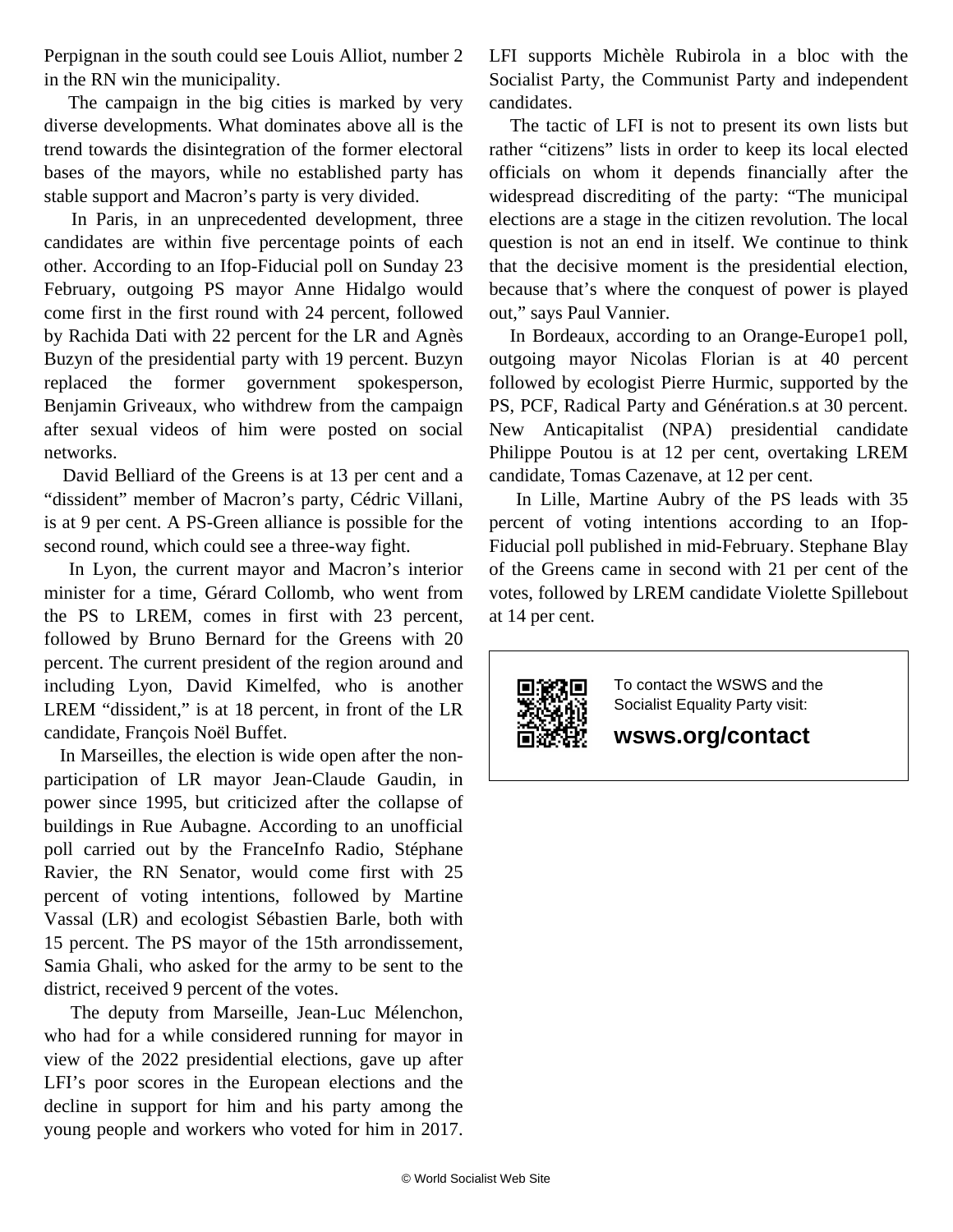Perpignan in the south could see Louis Alliot, number 2 in the RN win the municipality.

The campaign in the big cities is marked by very diverse developments. What dominates above all is the trend towards the disintegration of the former electoral bases of the mayors, while no established party has stable support and Macron's party is very divided.

In Paris, in an unprecedented development, three candidates are within five percentage points of each other. According to an Ifop-Fiducial poll on Sunday 23 February, outgoing PS mayor Anne Hidalgo would come first in the first round with 24 percent, followed by Rachida Dati with 22 percent for the LR and Agnès Buzyn of the presidential party with 19 percent. Buzyn replaced the former government spokesperson, Benjamin Griveaux, who withdrew from the campaign after sexual videos of him were posted on social networks.

David Belliard of the Greens is at 13 per cent and a "dissident" member of Macron's party, Cédric Villani, is at 9 per cent. A PS-Green alliance is possible for the second round, which could see a three-way fight.

In Lyon, the current mayor and Macron's interior minister for a time, Gérard Collomb, who went from the PS to LREM, comes in first with 23 percent, followed by Bruno Bernard for the Greens with 20 percent. The current president of the region around and including Lyon, David Kimelfed, who is another LREM "dissident," is at 18 percent, in front of the LR candidate, François Noël Buffet.

In Marseilles, the election is wide open after the non-participation of LR mayor Jean-Claude Gaudin, in power since 1995, but criticized after the collapse of buildings in Rue Aubagne. According to an unofficial poll carried out by the FranceInfo Radio, Stéphane Ravier, the RN Senator, would come first with 25 percent of voting intentions, followed by Martine Vassal (LR) and ecologist Sébastien Barle, both with 15 percent. The PS mayor of the 15th arrondissement, Samia Ghali, who asked for the army to be sent to the district, received 9 percent of the votes.

The deputy from Marseille, Jean-Luc Mélenchon, who had for a while considered running for mayor in view of the 2022 presidential elections, gave up after LFI's poor scores in the European elections and the decline in support for him and his party among the young people and workers who voted for him in 2017. LFI supports Michèle Rubirola in a bloc with the Socialist Party, the Communist Party and independent candidates.

The tactic of LFI is not to present its own lists but rather "citizens" lists in order to keep its local elected officials on whom it depends financially after the widespread discrediting of the party: "The municipal elections are a stage in the citizen revolution. The local question is not an end in itself. We continue to think that the decisive moment is the presidential election, because that's where the conquest of power is played out," says Paul Vannier.

In Bordeaux, according to an Orange-Europe1 poll, outgoing mayor Nicolas Florian is at 40 percent followed by ecologist Pierre Hurmic, supported by the PS, PCF, Radical Party and Génération.s at 30 percent. New Anticapitalist (NPA) presidential candidate Philippe Poutou is at 12 per cent, overtaking LREM candidate, Tomas Cazenave, at 12 per cent.

In Lille, Martine Aubry of the PS leads with 35 percent of voting intentions according to an Ifop-Fiducial poll published in mid-February. Stephane Blay of the Greens came in second with 21 per cent of the votes, followed by LREM candidate Violette Spillebout at 14 per cent.

To contact the WSWS and the Socialist Equality Party visit:

**wsws.org/contact**